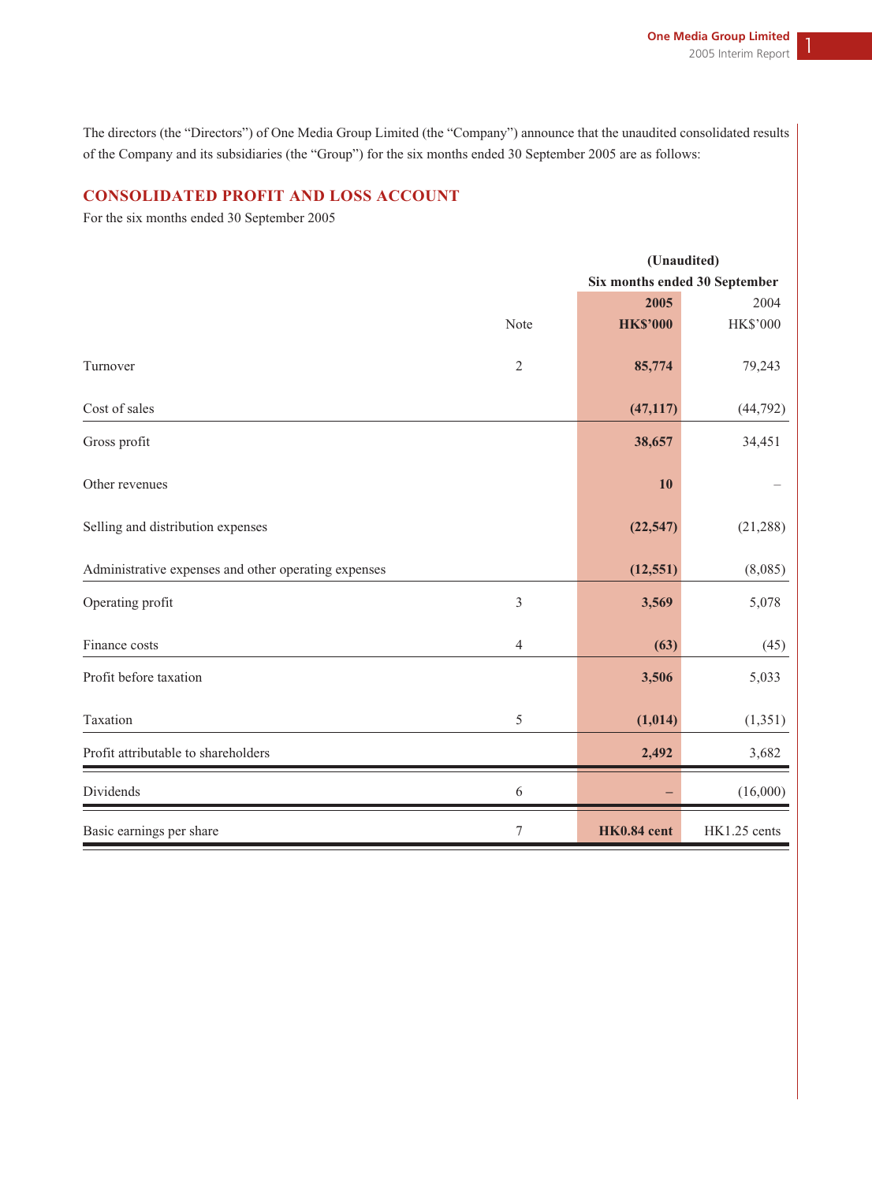The directors (the "Directors") of One Media Group Limited (the "Company") announce that the unaudited consolidated results of the Company and its subsidiaries (the "Group") for the six months ended 30 September 2005 are as follows:

## CONSOLIDATED PROFIT AND LOSS ACCOUNT

For the six months ended 30 September 2005

| | | (Unaudited) Six months ended 30 September | |
|---|---|---|---|
| | Note | **2005 HK$'000** | 2004 HK$'000 |
| Turnover | 2 | **85,774** | 79,243 |
| Cost of sales | | **(47,117)** | (44,792) |
| Gross profit | | **38,657** | 34,451 |
| Other revenues | | **10** | – |
| Selling and distribution expenses | | **(22,547)** | (21,288) |
| Administrative expenses and other operating expenses | | **(12,551)** | (8,085) |
| Operating profit | 3 | **3,569** | 5,078 |
| Finance costs | 4 | **(63)** | (45) |
| Profit before taxation | | **3,506** | 5,033 |
| Taxation | 5 | **(1,014)** | (1,351) |
| Profit attributable to shareholders | | **2,492** | 3,682 |
| Dividends | 6 | **–** | (16,000) |
| Basic earnings per share | 7 | **HK0.84 cent** | HK1.25 cents |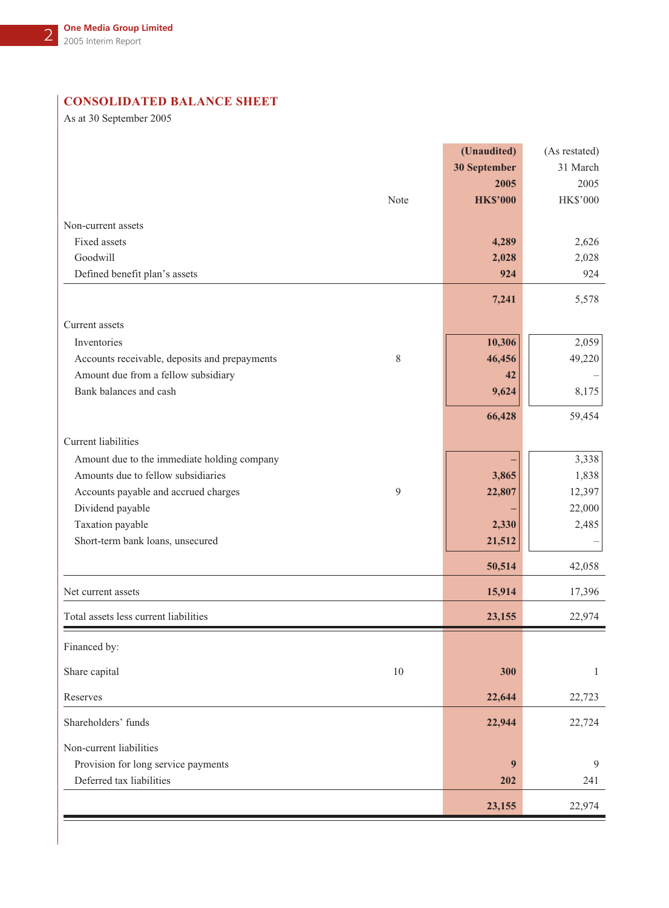## CONSOLIDATED BALANCE SHEET

As at 30 September 2005

| | Note | (Unaudited) 30 September 2005 HK$'000 | (As restated) 31 March 2005 HK$'000 |
|---|---|---|---|
| Non-current assets | | | |
| Fixed assets | | **4,289** | 2,626 |
| Goodwill | | **2,028** | 2,028 |
| Defined benefit plan's assets | | **924** | 924 |
| | | **7,241** | 5,578 |
| Current assets | | | |
| Inventories | | **10,306** | 2,059 |
| Accounts receivable, deposits and prepayments | 8 | **46,456** | 49,220 |
| Amount due from a fellow subsidiary | | **42** | – |
| Bank balances and cash | | **9,624** | 8,175 |
| | | **66,428** | 59,454 |
| Current liabilities | | | |
| Amount due to the immediate holding company | | **–** | 3,338 |
| Amounts due to fellow subsidiaries | | **3,865** | 1,838 |
| Accounts payable and accrued charges | 9 | **22,807** | 12,397 |
| Dividend payable | | **–** | 22,000 |
| Taxation payable | | **2,330** | 2,485 |
| Short-term bank loans, unsecured | | **21,512** | – |
| | | **50,514** | 42,058 |
| Net current assets | | **15,914** | 17,396 |
| Total assets less current liabilities | | **23,155** | 22,974 |
| Financed by: | | | |
| Share capital | 10 | **300** | 1 |
| Reserves | | **22,644** | 22,723 |
| Shareholders' funds | | **22,944** | 22,724 |
| Non-current liabilities | | | |
| Provision for long service payments | | **9** | 9 |
| Deferred tax liabilities | | **202** | 241 |
| | | **23,155** | 22,974 |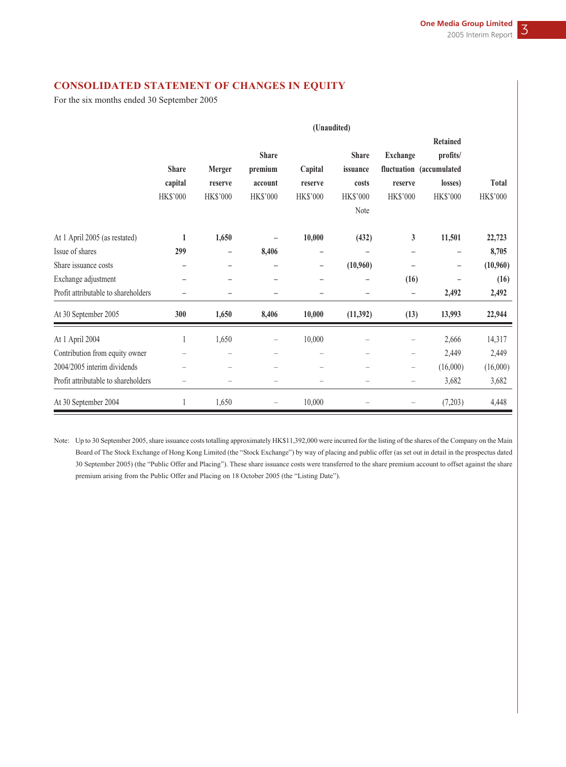## CONSOLIDATED STATEMENT OF CHANGES IN EQUITY

For the six months ended 30 September 2005

| | (Unaudited) | | | | | | | |
|---|---|---|---|---|---|---|---|---|
| | Share capital | Merger reserve | Share premium account | Capital reserve | Share issuance costs | Exchange fluctuation reserve | Retained profits/ (accumulated losses) | Total |
| | HK$'000 | HK$'000 | HK$'000 | HK$'000 | HK$'000 Note | HK$'000 | HK$'000 | HK$'000 |
| **At 1 April 2005 (as restated)** | **1** | **1,650** | **–** | **10,000** | **(432)** | **3** | **11,501** | **22,723** |
| **Issue of shares** | **299** | **–** | **8,406** | **–** | **–** | **–** | **–** | **8,705** |
| **Share issuance costs** | **–** | **–** | **–** | **–** | **(10,960)** | **–** | **–** | **(10,960)** |
| **Exchange adjustment** | **–** | **–** | **–** | **–** | **–** | **(16)** | **–** | **(16)** |
| **Profit attributable to shareholders** | **–** | **–** | **–** | **–** | **–** | **–** | **2,492** | **2,492** |
| **At 30 September 2005** | **300** | **1,650** | **8,406** | **10,000** | **(11,392)** | **(13)** | **13,993** | **22,944** |
| At 1 April 2004 | 1 | 1,650 | – | 10,000 | – | – | 2,666 | 14,317 |
| Contribution from equity owner | – | – | – | – | – | – | 2,449 | 2,449 |
| 2004/2005 interim dividends | – | – | – | – | – | – | (16,000) | (16,000) |
| Profit attributable to shareholders | – | – | – | – | – | – | 3,682 | 3,682 |
| At 30 September 2004 | 1 | 1,650 | – | 10,000 | – | – | (7,203) | 4,448 |

Note: Up to 30 September 2005, share issuance costs totalling approximately HK$11,392,000 were incurred for the listing of the shares of the Company on the Main Board of The Stock Exchange of Hong Kong Limited (the "Stock Exchange") by way of placing and public offer (as set out in detail in the prospectus dated 30 September 2005) (the "Public Offer and Placing"). These share issuance costs were transferred to the share premium account to offset against the share premium arising from the Public Offer and Placing on 18 October 2005 (the "Listing Date").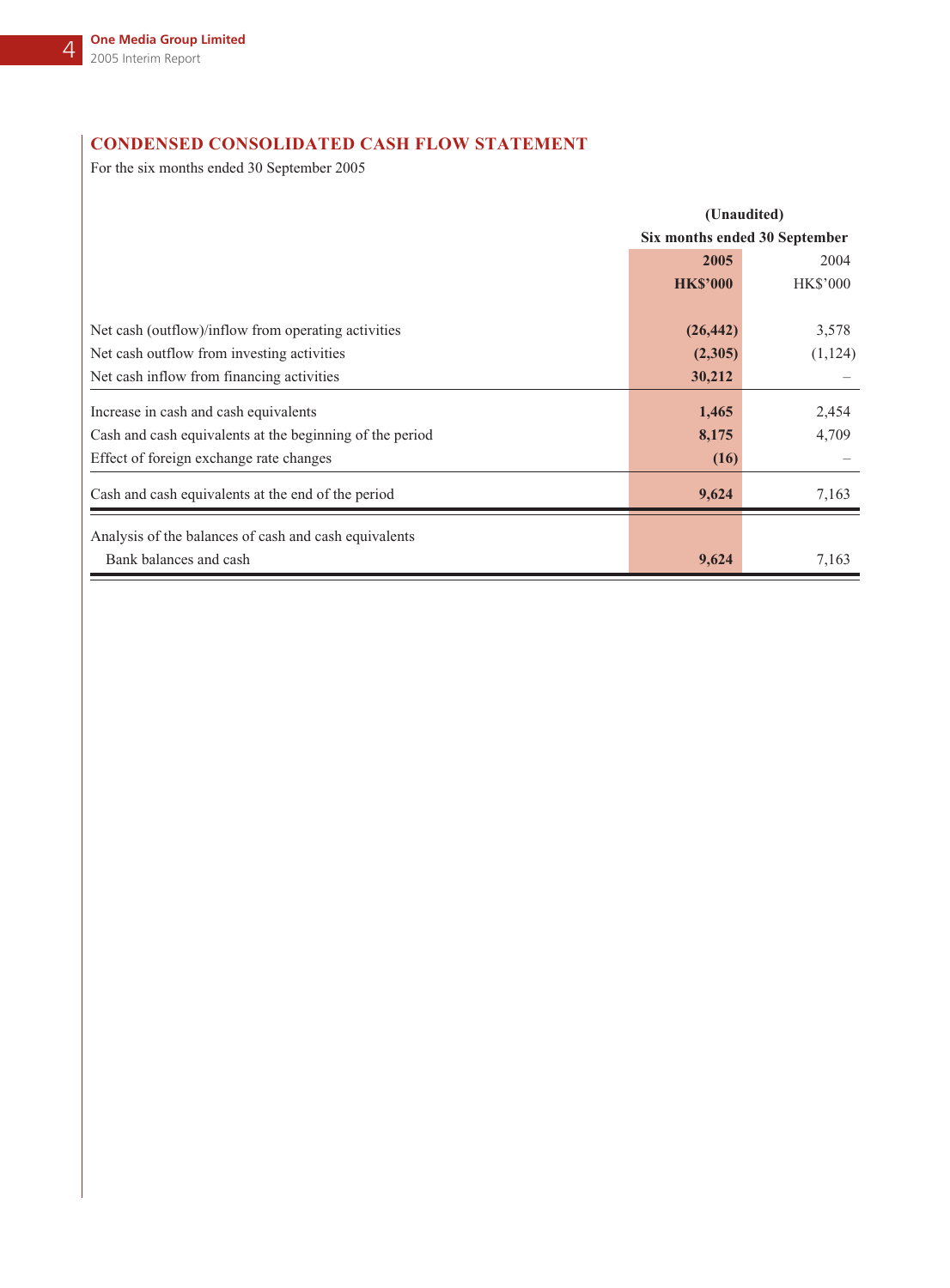## CONDENSED CONSOLIDATED CASH FLOW STATEMENT

For the six months ended 30 September 2005

| | (Unaudited) | |
|---|---|---|
| | Six months ended 30 September | |
| | **2005** | 2004 |
| | **HK$'000** | HK$'000 |
| Net cash (outflow)/inflow from operating activities | **(26,442)** | 3,578 |
| Net cash outflow from investing activities | **(2,305)** | (1,124) |
| Net cash inflow from financing activities | **30,212** | – |
| Increase in cash and cash equivalents | **1,465** | 2,454 |
| Cash and cash equivalents at the beginning of the period | **8,175** | 4,709 |
| Effect of foreign exchange rate changes | **(16)** | – |
| Cash and cash equivalents at the end of the period | **9,624** | 7,163 |
| Analysis of the balances of cash and cash equivalents | | |
| Bank balances and cash | **9,624** | 7,163 |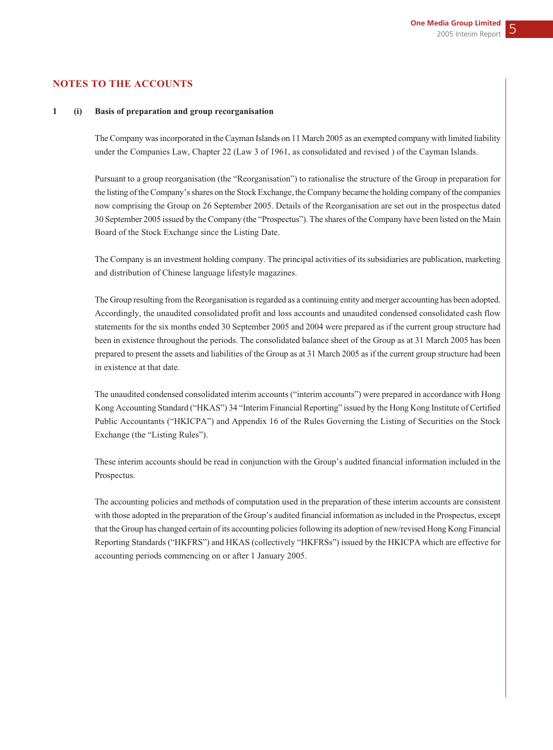## NOTES TO THE ACCOUNTS

**1 (i) Basis of preparation and group recorganisation**

The Company was incorporated in the Cayman Islands on 11 March 2005 as an exempted company with limited liability under the Companies Law, Chapter 22 (Law 3 of 1961, as consolidated and revised ) of the Cayman Islands.

Pursuant to a group reorganisation (the "Reorganisation") to rationalise the structure of the Group in preparation for the listing of the Company's shares on the Stock Exchange, the Company became the holding company of the companies now comprising the Group on 26 September 2005. Details of the Reorganisation are set out in the prospectus dated 30 September 2005 issued by the Company (the "Prospectus"). The shares of the Company have been listed on the Main Board of the Stock Exchange since the Listing Date.

The Company is an investment holding company. The principal activities of its subsidiaries are publication, marketing and distribution of Chinese language lifestyle magazines.

The Group resulting from the Reorganisation is regarded as a continuing entity and merger accounting has been adopted. Accordingly, the unaudited consolidated profit and loss accounts and unaudited condensed consolidated cash flow statements for the six months ended 30 September 2005 and 2004 were prepared as if the current group structure had been in existence throughout the periods. The consolidated balance sheet of the Group as at 31 March 2005 has been prepared to present the assets and liabilities of the Group as at 31 March 2005 as if the current group structure had been in existence at that date.

The unaudited condensed consolidated interim accounts ("interim accounts") were prepared in accordance with Hong Kong Accounting Standard ("HKAS") 34 "Interim Financial Reporting" issued by the Hong Kong Institute of Certified Public Accountants ("HKICPA") and Appendix 16 of the Rules Governing the Listing of Securities on the Stock Exchange (the "Listing Rules").

These interim accounts should be read in conjunction with the Group's audited financial information included in the Prospectus.

The accounting policies and methods of computation used in the preparation of these interim accounts are consistent with those adopted in the preparation of the Group's audited financial information as included in the Prospectus, except that the Group has changed certain of its accounting policies following its adoption of new/revised Hong Kong Financial Reporting Standards ("HKFRS") and HKAS (collectively "HKFRSs") issued by the HKICPA which are effective for accounting periods commencing on or after 1 January 2005.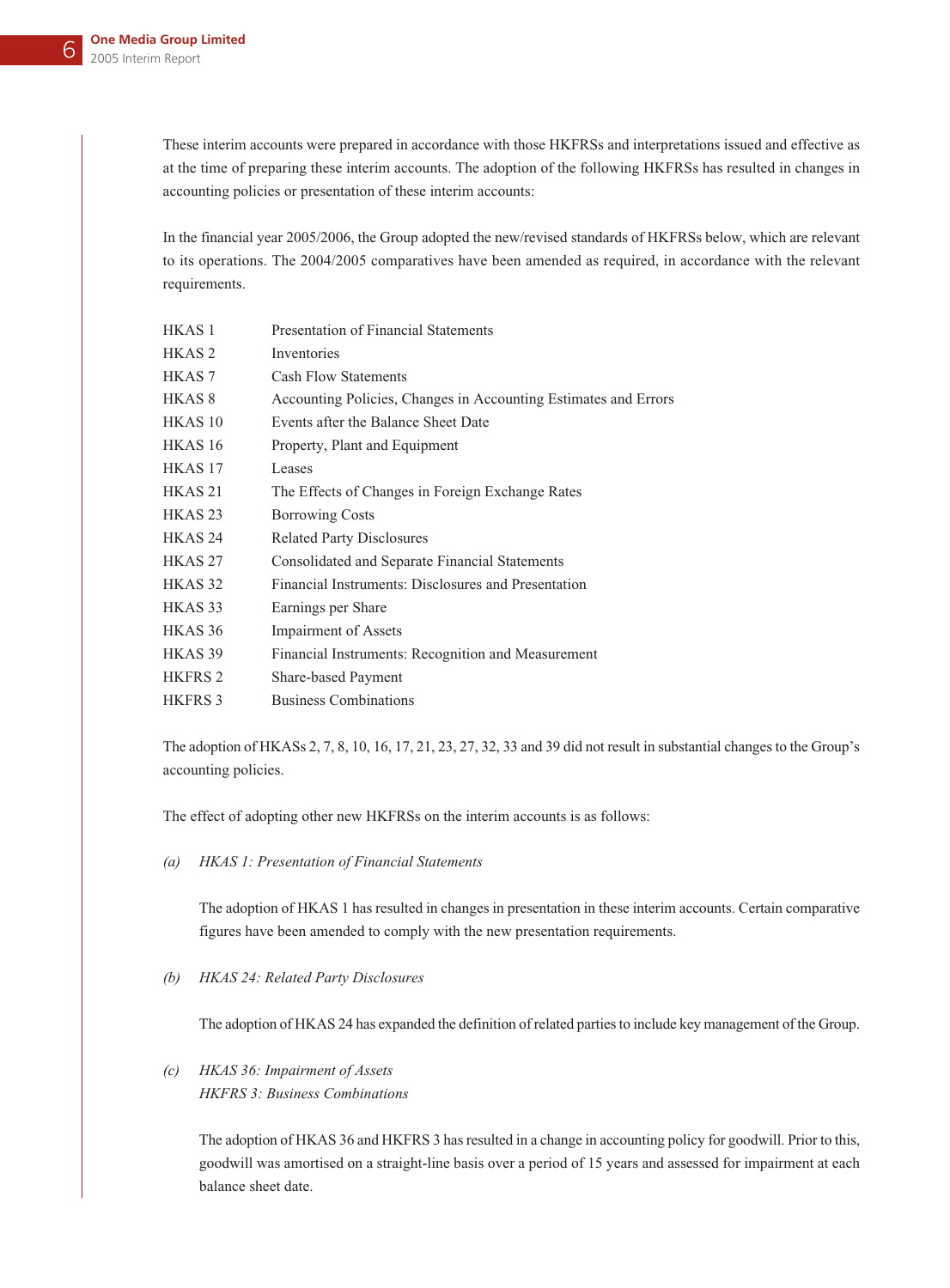These interim accounts were prepared in accordance with those HKFRSs and interpretations issued and effective as at the time of preparing these interim accounts. The adoption of the following HKFRSs has resulted in changes in accounting policies or presentation of these interim accounts:

In the financial year 2005/2006, the Group adopted the new/revised standards of HKFRSs below, which are relevant to its operations. The 2004/2005 comparatives have been amended as required, in accordance with the relevant requirements.

| | |
|---|---|
| HKAS 1 | Presentation of Financial Statements |
| HKAS 2 | Inventories |
| HKAS 7 | Cash Flow Statements |
| HKAS 8 | Accounting Policies, Changes in Accounting Estimates and Errors |
| HKAS 10 | Events after the Balance Sheet Date |
| HKAS 16 | Property, Plant and Equipment |
| HKAS 17 | Leases |
| HKAS 21 | The Effects of Changes in Foreign Exchange Rates |
| HKAS 23 | Borrowing Costs |
| HKAS 24 | Related Party Disclosures |
| HKAS 27 | Consolidated and Separate Financial Statements |
| HKAS 32 | Financial Instruments: Disclosures and Presentation |
| HKAS 33 | Earnings per Share |
| HKAS 36 | Impairment of Assets |
| HKAS 39 | Financial Instruments: Recognition and Measurement |
| HKFRS 2 | Share-based Payment |
| HKFRS 3 | Business Combinations |

The adoption of HKASs 2, 7, 8, 10, 16, 17, 21, 23, 27, 32, 33 and 39 did not result in substantial changes to the Group's accounting policies.

The effect of adopting other new HKFRSs on the interim accounts is as follows:

*(a) HKAS 1: Presentation of Financial Statements*

The adoption of HKAS 1 has resulted in changes in presentation in these interim accounts. Certain comparative figures have been amended to comply with the new presentation requirements.

*(b) HKAS 24: Related Party Disclosures*

The adoption of HKAS 24 has expanded the definition of related parties to include key management of the Group.

*(c) HKAS 36: Impairment of Assets*
*HKFRS 3: Business Combinations*

The adoption of HKAS 36 and HKFRS 3 has resulted in a change in accounting policy for goodwill. Prior to this, goodwill was amortised on a straight-line basis over a period of 15 years and assessed for impairment at each balance sheet date.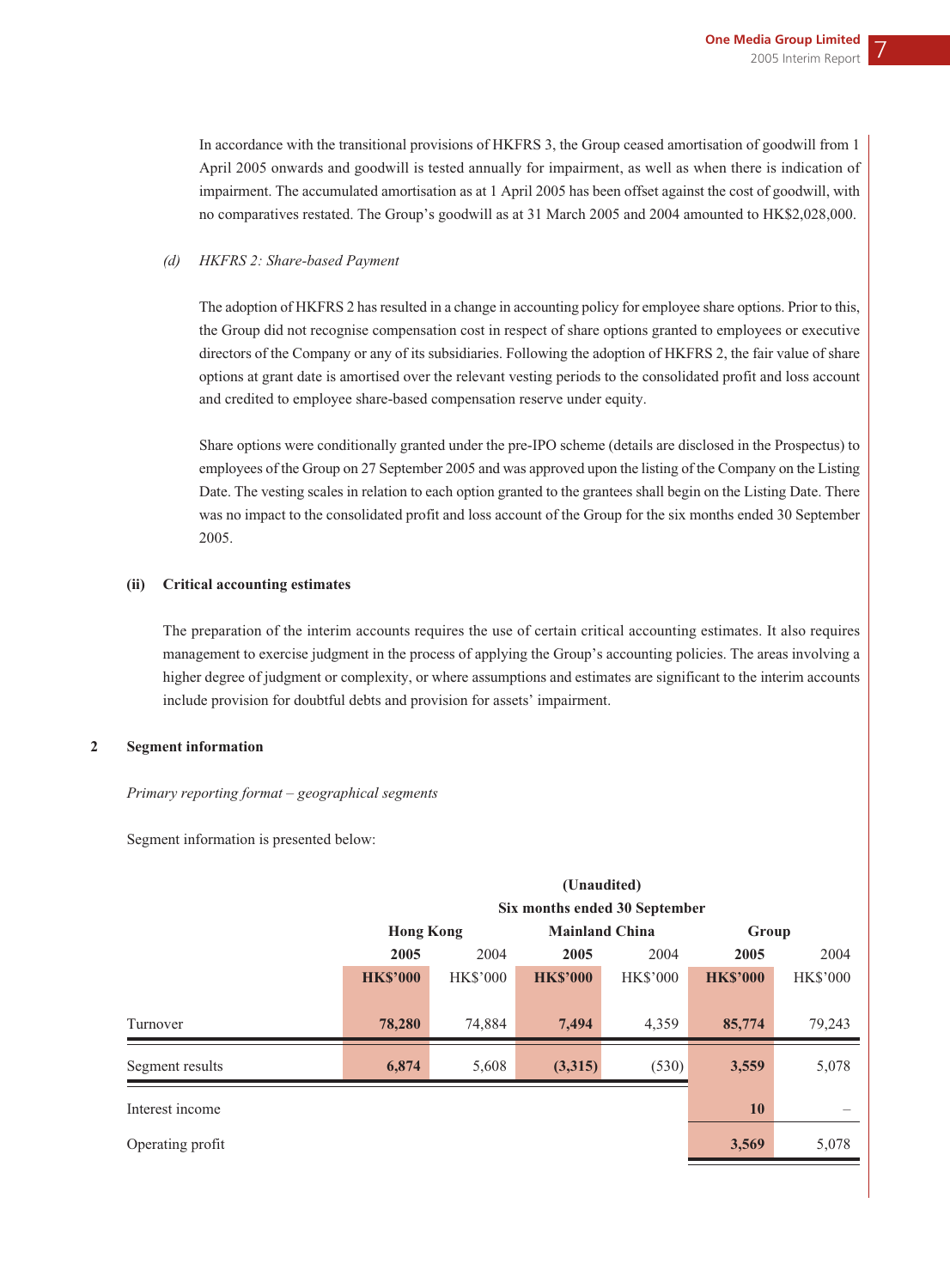In accordance with the transitional provisions of HKFRS 3, the Group ceased amortisation of goodwill from 1 April 2005 onwards and goodwill is tested annually for impairment, as well as when there is indication of impairment. The accumulated amortisation as at 1 April 2005 has been offset against the cost of goodwill, with no comparatives restated. The Group's goodwill as at 31 March 2005 and 2004 amounted to HK$2,028,000.

*(d) HKFRS 2: Share-based Payment*

The adoption of HKFRS 2 has resulted in a change in accounting policy for employee share options. Prior to this, the Group did not recognise compensation cost in respect of share options granted to employees or executive directors of the Company or any of its subsidiaries. Following the adoption of HKFRS 2, the fair value of share options at grant date is amortised over the relevant vesting periods to the consolidated profit and loss account and credited to employee share-based compensation reserve under equity.

Share options were conditionally granted under the pre-IPO scheme (details are disclosed in the Prospectus) to employees of the Group on 27 September 2005 and was approved upon the listing of the Company on the Listing Date. The vesting scales in relation to each option granted to the grantees shall begin on the Listing Date. There was no impact to the consolidated profit and loss account of the Group for the six months ended 30 September 2005.

**(ii) Critical accounting estimates**

The preparation of the interim accounts requires the use of certain critical accounting estimates. It also requires management to exercise judgment in the process of applying the Group's accounting policies. The areas involving a higher degree of judgment or complexity, or where assumptions and estimates are significant to the interim accounts include provision for doubtful debts and provision for assets' impairment.

## 2 Segment information

*Primary reporting format – geographical segments*

Segment information is presented below:

| | (Unaudited) Six months ended 30 September | | | | | |
|---|---|---|---|---|---|---|
| | Hong Kong | | Mainland China | | Group | |
| | **2005** | 2004 | **2005** | 2004 | **2005** | 2004 |
| | **HK$'000** | HK$'000 | **HK$'000** | HK$'000 | **HK$'000** | HK$'000 |
| Turnover | **78,280** | 74,884 | **7,494** | 4,359 | **85,774** | 79,243 |
| Segment results | **6,874** | 5,608 | **(3,315)** | (530) | **3,559** | 5,078 |
| Interest income | | | | | **10** | – |
| Operating profit | | | | | **3,569** | 5,078 |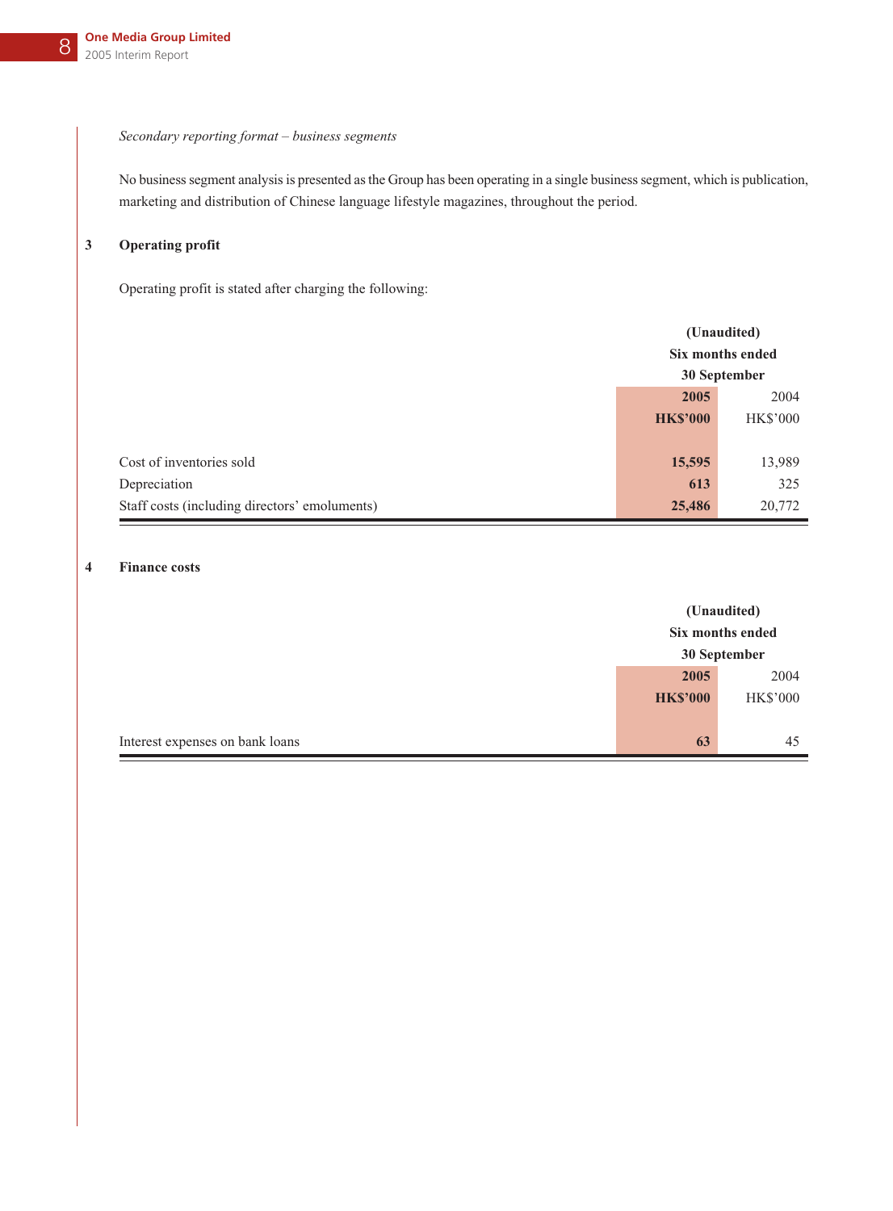*Secondary reporting format – business segments*

No business segment analysis is presented as the Group has been operating in a single business segment, which is publication, marketing and distribution of Chinese language lifestyle magazines, throughout the period.

## 3 Operating profit

Operating profit is stated after charging the following:

| | (Unaudited) Six months ended 30 September | |
|---|---|---|
| | **2005** | 2004 |
| | **HK$'000** | HK$'000 |
| Cost of inventories sold | **15,595** | 13,989 |
| Depreciation | **613** | 325 |
| Staff costs (including directors' emoluments) | **25,486** | 20,772 |

## 4 Finance costs

| | (Unaudited) Six months ended 30 September | |
|---|---|---|
| | **2005** | 2004 |
| | **HK$'000** | HK$'000 |
| Interest expenses on bank loans | **63** | 45 |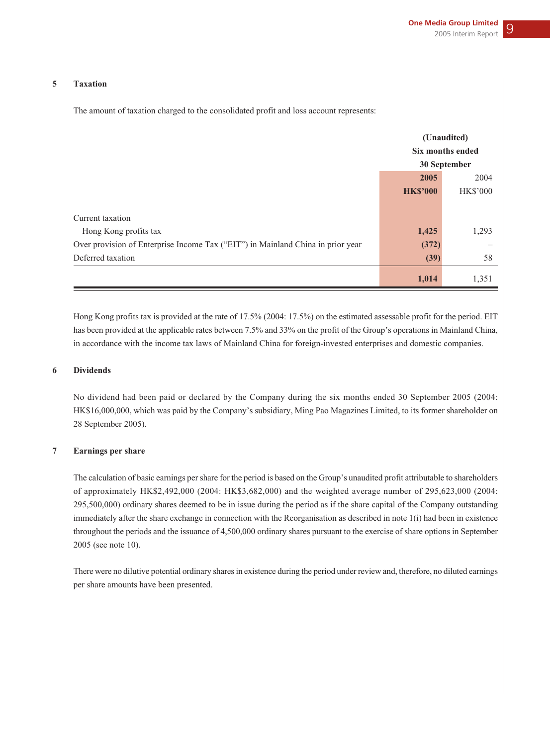## 5 Taxation

The amount of taxation charged to the consolidated profit and loss account represents:

| | (Unaudited) Six months ended 30 September | |
|---|---|---|
| | **2005** | 2004 |
| | **HK$'000** | HK$'000 |
| Current taxation | | |
| Hong Kong profits tax | **1,425** | 1,293 |
| Over provision of Enterprise Income Tax ("EIT") in Mainland China in prior year | **(372)** | – |
| Deferred taxation | **(39)** | 58 |
| | **1,014** | 1,351 |

Hong Kong profits tax is provided at the rate of 17.5% (2004: 17.5%) on the estimated assessable profit for the period. EIT has been provided at the applicable rates between 7.5% and 33% on the profit of the Group's operations in Mainland China, in accordance with the income tax laws of Mainland China for foreign-invested enterprises and domestic companies.

## 6 Dividends

No dividend had been paid or declared by the Company during the six months ended 30 September 2005 (2004: HK$16,000,000, which was paid by the Company's subsidiary, Ming Pao Magazines Limited, to its former shareholder on 28 September 2005).

## 7 Earnings per share

The calculation of basic earnings per share for the period is based on the Group's unaudited profit attributable to shareholders of approximately HK$2,492,000 (2004: HK$3,682,000) and the weighted average number of 295,623,000 (2004: 295,500,000) ordinary shares deemed to be in issue during the period as if the share capital of the Company outstanding immediately after the share exchange in connection with the Reorganisation as described in note 1(i) had been in existence throughout the periods and the issuance of 4,500,000 ordinary shares pursuant to the exercise of share options in September 2005 (see note 10).

There were no dilutive potential ordinary shares in existence during the period under review and, therefore, no diluted earnings per share amounts have been presented.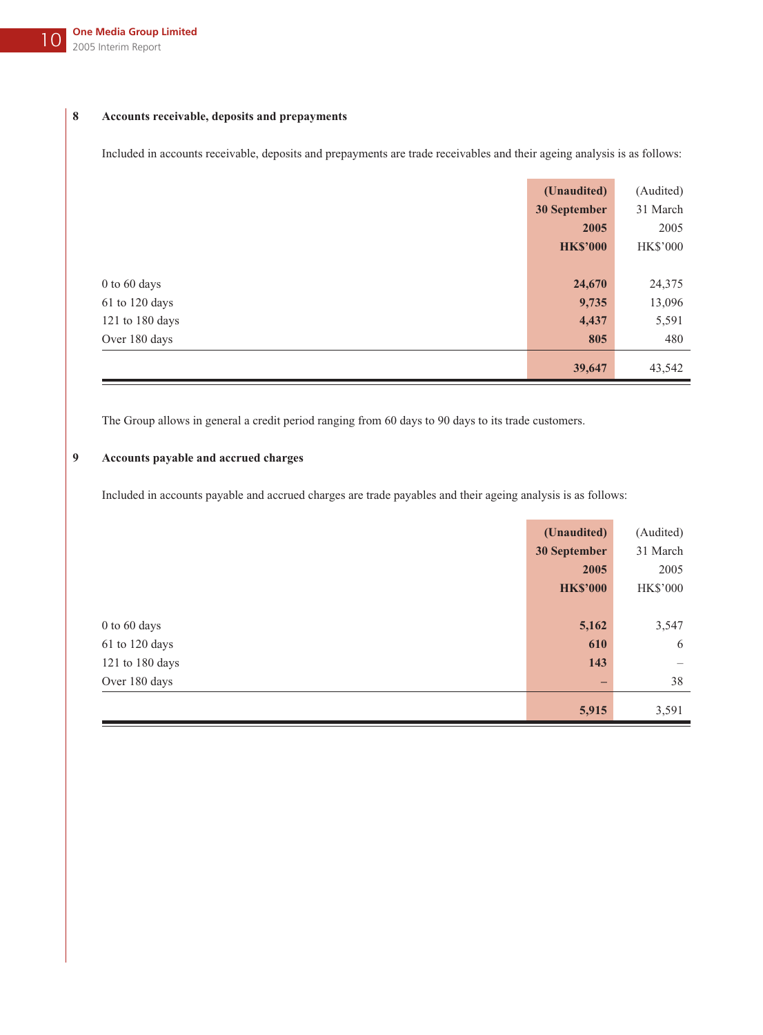## 8 Accounts receivable, deposits and prepayments

Included in accounts receivable, deposits and prepayments are trade receivables and their ageing analysis is as follows:

| | **(Unaudited) 30 September 2005 HK$'000** | (Audited) 31 March 2005 HK$'000 |
|---|---|---|
| 0 to 60 days | **24,670** | 24,375 |
| 61 to 120 days | **9,735** | 13,096 |
| 121 to 180 days | **4,437** | 5,591 |
| Over 180 days | **805** | 480 |
| | **39,647** | 43,542 |

The Group allows in general a credit period ranging from 60 days to 90 days to its trade customers.

## 9 Accounts payable and accrued charges

Included in accounts payable and accrued charges are trade payables and their ageing analysis is as follows:

| | **(Unaudited) 30 September 2005 HK$'000** | (Audited) 31 March 2005 HK$'000 |
|---|---|---|
| 0 to 60 days | **5,162** | 3,547 |
| 61 to 120 days | **610** | 6 |
| 121 to 180 days | **143** | – |
| Over 180 days | **–** | 38 |
| | **5,915** | 3,591 |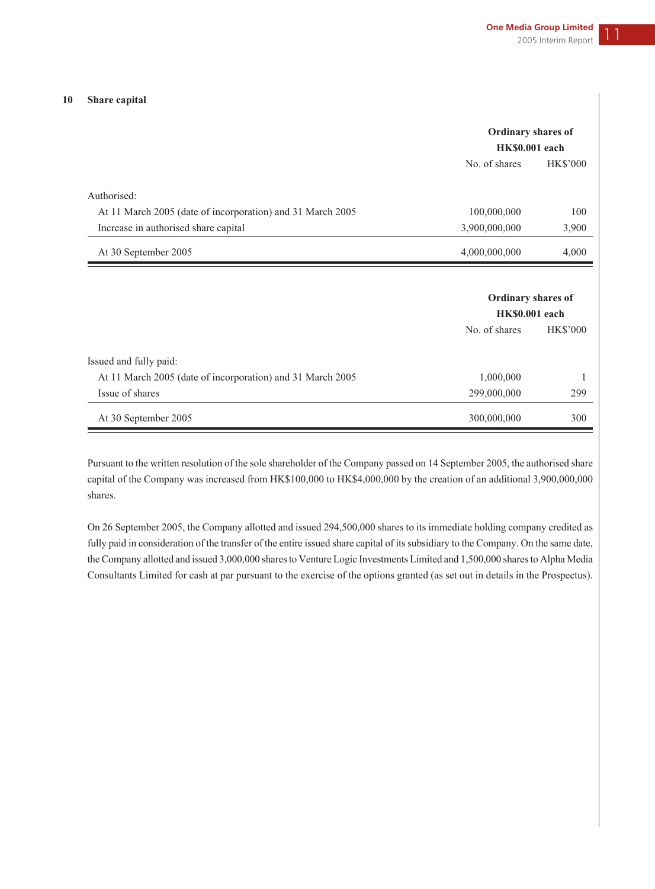## 10 Share capital

| | Ordinary shares of HK$0.001 each | |
|---|---|---|
| | No. of shares | HK$'000 |
| Authorised: | | |
| At 11 March 2005 (date of incorporation) and 31 March 2005 | 100,000,000 | 100 |
| Increase in authorised share capital | 3,900,000,000 | 3,900 |
| At 30 September 2005 | 4,000,000,000 | 4,000 |

| | Ordinary shares of HK$0.001 each | |
|---|---|---|
| | No. of shares | HK$'000 |
| Issued and fully paid: | | |
| At 11 March 2005 (date of incorporation) and 31 March 2005 | 1,000,000 | 1 |
| Issue of shares | 299,000,000 | 299 |
| At 30 September 2005 | 300,000,000 | 300 |

Pursuant to the written resolution of the sole shareholder of the Company passed on 14 September 2005, the authorised share capital of the Company was increased from HK$100,000 to HK$4,000,000 by the creation of an additional 3,900,000,000 shares.

On 26 September 2005, the Company allotted and issued 294,500,000 shares to its immediate holding company credited as fully paid in consideration of the transfer of the entire issued share capital of its subsidiary to the Company. On the same date, the Company allotted and issued 3,000,000 shares to Venture Logic Investments Limited and 1,500,000 shares to Alpha Media Consultants Limited for cash at par pursuant to the exercise of the options granted (as set out in details in the Prospectus).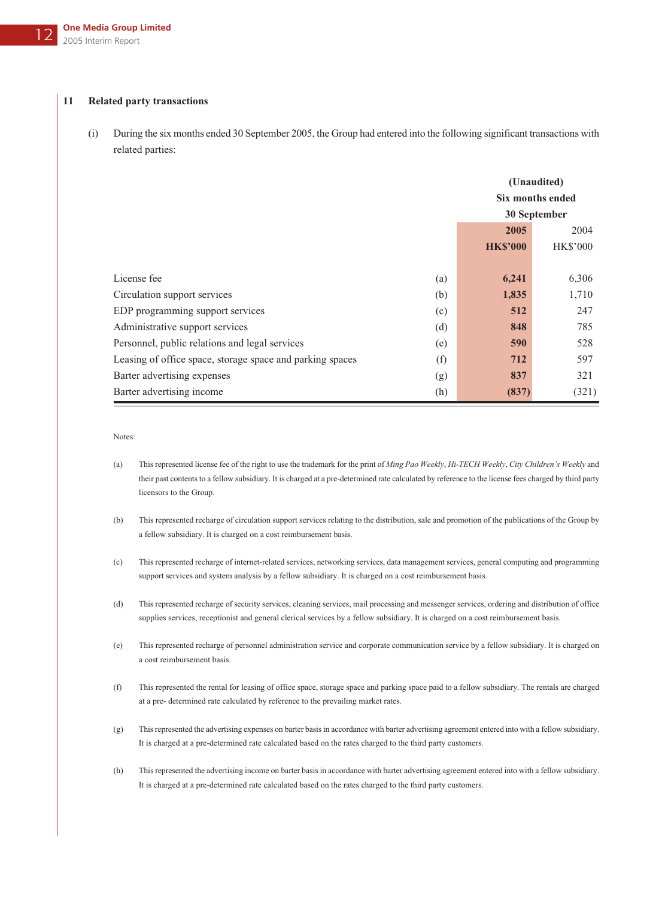## 11 Related party transactions

(i) During the six months ended 30 September 2005, the Group had entered into the following significant transactions with related parties:

| | | (Unaudited) Six months ended 30 September | |
|---|---|---|---|
| | | **2005** | 2004 |
| | | **HK$'000** | HK$'000 |
| License fee | (a) | **6,241** | 6,306 |
| Circulation support services | (b) | **1,835** | 1,710 |
| EDP programming support services | (c) | **512** | 247 |
| Administrative support services | (d) | **848** | 785 |
| Personnel, public relations and legal services | (e) | **590** | 528 |
| Leasing of office space, storage space and parking spaces | (f) | **712** | 597 |
| Barter advertising expenses | (g) | **837** | 321 |
| Barter advertising income | (h) | **(837)** | (321) |

Notes:

(a) This represented license fee of the right to use the trademark for the print of *Ming Pao Weekly*, *Hi-TECH Weekly*, *City Children's Weekly* and their past contents to a fellow subsidiary. It is charged at a pre-determined rate calculated by reference to the license fees charged by third party licensors to the Group.

(b) This represented recharge of circulation support services relating to the distribution, sale and promotion of the publications of the Group by a fellow subsidiary. It is charged on a cost reimbursement basis.

(c) This represented recharge of internet-related services, networking services, data management services, general computing and programming support services and system analysis by a fellow subsidiary. It is charged on a cost reimbursement basis.

(d) This represented recharge of security services, cleaning services, mail processing and messenger services, ordering and distribution of office supplies services, receptionist and general clerical services by a fellow subsidiary. It is charged on a cost reimbursement basis.

(e) This represented recharge of personnel administration service and corporate communication service by a fellow subsidiary. It is charged on a cost reimbursement basis.

(f) This represented the rental for leasing of office space, storage space and parking space paid to a fellow subsidiary. The rentals are charged at a pre- determined rate calculated by reference to the prevailing market rates.

(g) This represented the advertising expenses on barter basis in accordance with barter advertising agreement entered into with a fellow subsidiary. It is charged at a pre-determined rate calculated based on the rates charged to the third party customers.

(h) This represented the advertising income on barter basis in accordance with barter advertising agreement entered into with a fellow subsidiary. It is charged at a pre-determined rate calculated based on the rates charged to the third party customers.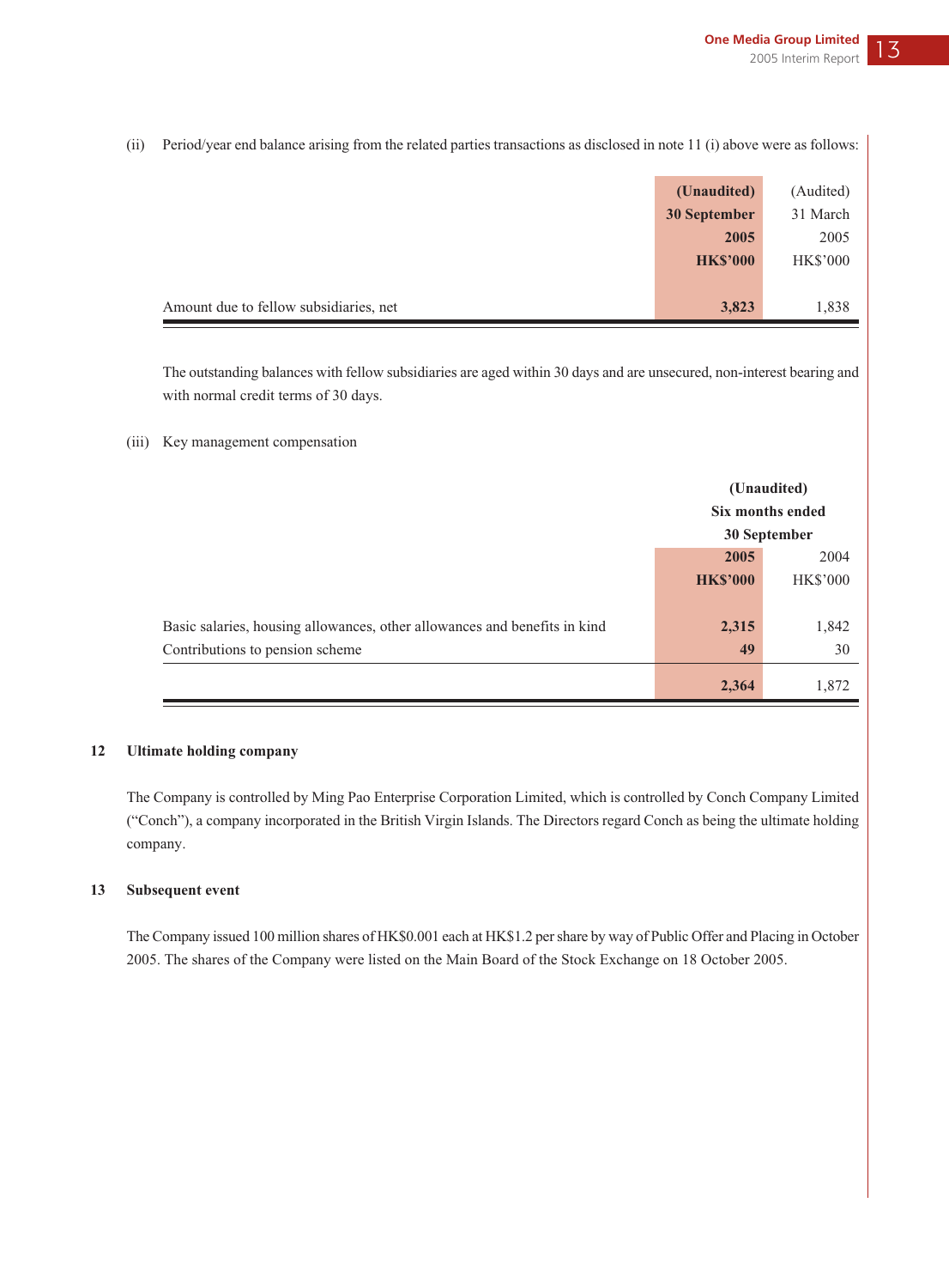(ii) Period/year end balance arising from the related parties transactions as disclosed in note 11 (i) above were as follows:

| | **(Unaudited) 30 September 2005 HK$'000** | (Audited) 31 March 2005 HK$'000 |
|---|---|---|
| Amount due to fellow subsidiaries, net | **3,823** | 1,838 |

The outstanding balances with fellow subsidiaries are aged within 30 days and are unsecured, non-interest bearing and with normal credit terms of 30 days.

(iii) Key management compensation

| | **(Unaudited) Six months ended 30 September** | |
|---|---|---|
| | **2005 HK$'000** | 2004 HK$'000 |
| Basic salaries, housing allowances, other allowances and benefits in kind | **2,315** | 1,842 |
| Contributions to pension scheme | **49** | 30 |
| | **2,364** | 1,872 |

## 12 Ultimate holding company

The Company is controlled by Ming Pao Enterprise Corporation Limited, which is controlled by Conch Company Limited ("Conch"), a company incorporated in the British Virgin Islands. The Directors regard Conch as being the ultimate holding company.

## 13 Subsequent event

The Company issued 100 million shares of HK$0.001 each at HK$1.2 per share by way of Public Offer and Placing in October 2005. The shares of the Company were listed on the Main Board of the Stock Exchange on 18 October 2005.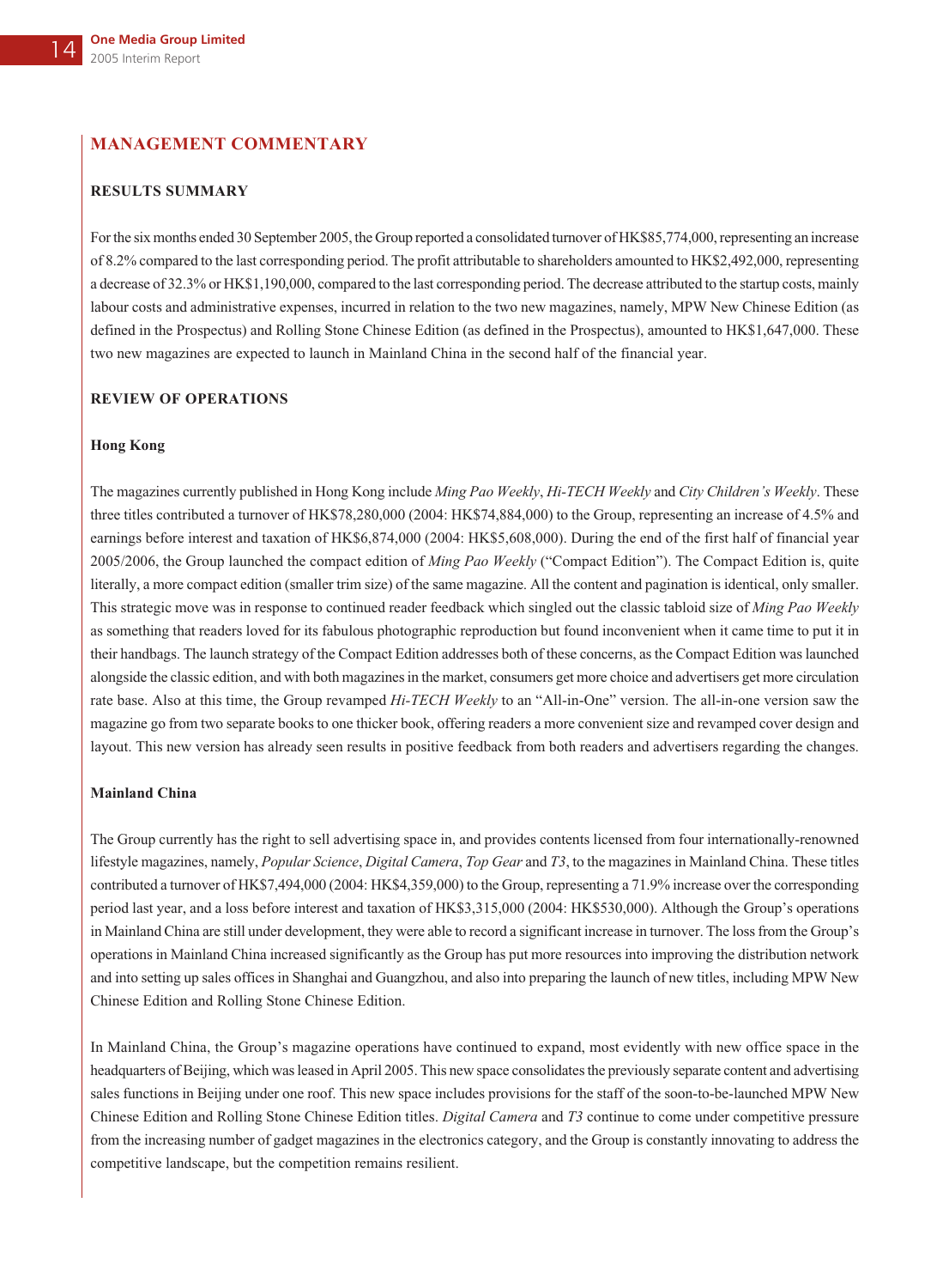# MANAGEMENT COMMENTARY

## RESULTS SUMMARY

For the six months ended 30 September 2005, the Group reported a consolidated turnover of HK$85,774,000, representing an increase of 8.2% compared to the last corresponding period. The profit attributable to shareholders amounted to HK$2,492,000, representing a decrease of 32.3% or HK$1,190,000, compared to the last corresponding period. The decrease attributed to the startup costs, mainly labour costs and administrative expenses, incurred in relation to the two new magazines, namely, MPW New Chinese Edition (as defined in the Prospectus) and Rolling Stone Chinese Edition (as defined in the Prospectus), amounted to HK$1,647,000. These two new magazines are expected to launch in Mainland China in the second half of the financial year.

## REVIEW OF OPERATIONS

### Hong Kong

The magazines currently published in Hong Kong include *Ming Pao Weekly*, *Hi-TECH Weekly* and *City Children's Weekly*. These three titles contributed a turnover of HK$78,280,000 (2004: HK$74,884,000) to the Group, representing an increase of 4.5% and earnings before interest and taxation of HK$6,874,000 (2004: HK$5,608,000). During the end of the first half of financial year 2005/2006, the Group launched the compact edition of *Ming Pao Weekly* ("Compact Edition"). The Compact Edition is, quite literally, a more compact edition (smaller trim size) of the same magazine. All the content and pagination is identical, only smaller. This strategic move was in response to continued reader feedback which singled out the classic tabloid size of *Ming Pao Weekly* as something that readers loved for its fabulous photographic reproduction but found inconvenient when it came time to put it in their handbags. The launch strategy of the Compact Edition addresses both of these concerns, as the Compact Edition was launched alongside the classic edition, and with both magazines in the market, consumers get more choice and advertisers get more circulation rate base. Also at this time, the Group revamped *Hi-TECH Weekly* to an "All-in-One" version. The all-in-one version saw the magazine go from two separate books to one thicker book, offering readers a more convenient size and revamped cover design and layout. This new version has already seen results in positive feedback from both readers and advertisers regarding the changes.

### Mainland China

The Group currently has the right to sell advertising space in, and provides contents licensed from four internationally-renowned lifestyle magazines, namely, *Popular Science*, *Digital Camera*, *Top Gear* and *T3*, to the magazines in Mainland China. These titles contributed a turnover of HK$7,494,000 (2004: HK$4,359,000) to the Group, representing a 71.9% increase over the corresponding period last year, and a loss before interest and taxation of HK$3,315,000 (2004: HK$530,000). Although the Group's operations in Mainland China are still under development, they were able to record a significant increase in turnover. The loss from the Group's operations in Mainland China increased significantly as the Group has put more resources into improving the distribution network and into setting up sales offices in Shanghai and Guangzhou, and also into preparing the launch of new titles, including MPW New Chinese Edition and Rolling Stone Chinese Edition.

In Mainland China, the Group's magazine operations have continued to expand, most evidently with new office space in the headquarters of Beijing, which was leased in April 2005. This new space consolidates the previously separate content and advertising sales functions in Beijing under one roof. This new space includes provisions for the staff of the soon-to-be-launched MPW New Chinese Edition and Rolling Stone Chinese Edition titles. *Digital Camera* and *T3* continue to come under competitive pressure from the increasing number of gadget magazines in the electronics category, and the Group is constantly innovating to address the competitive landscape, but the competition remains resilient.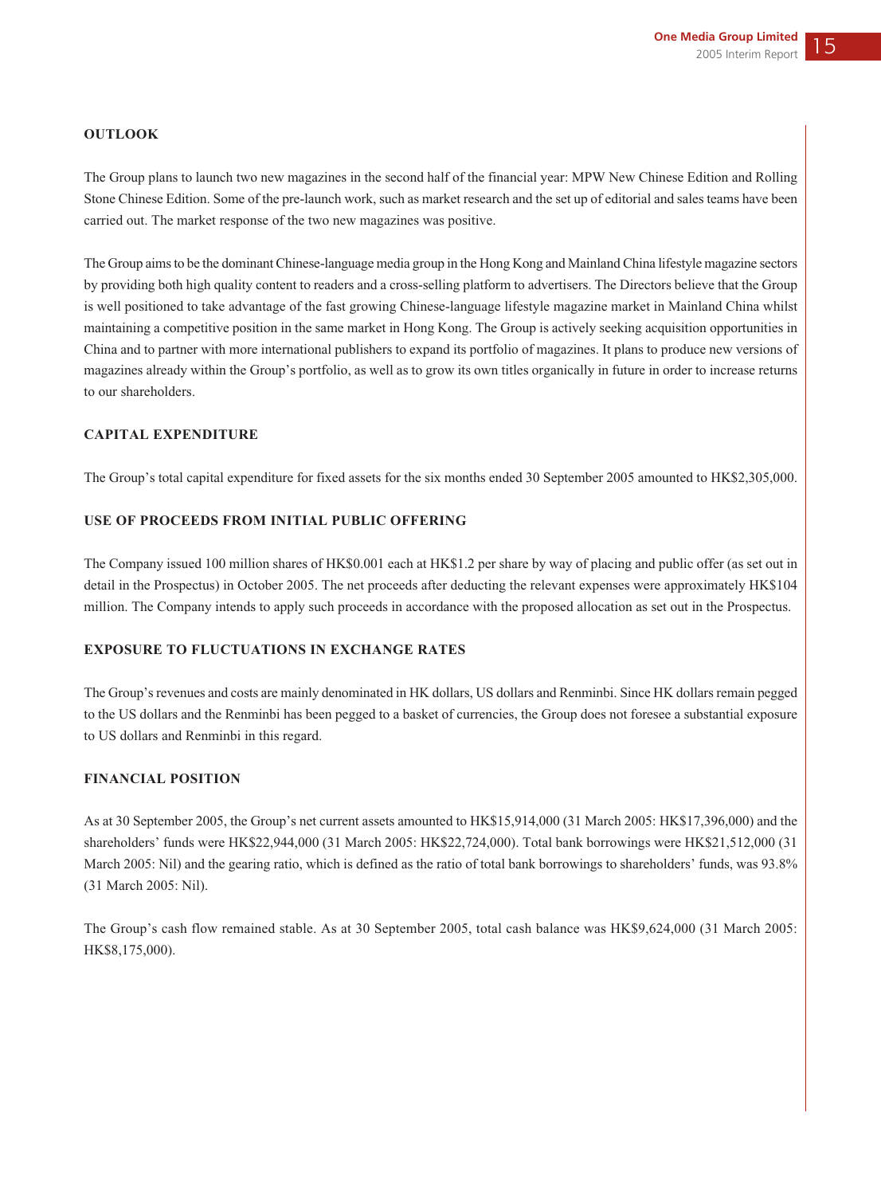## OUTLOOK

The Group plans to launch two new magazines in the second half of the financial year: MPW New Chinese Edition and Rolling Stone Chinese Edition. Some of the pre-launch work, such as market research and the set up of editorial and sales teams have been carried out. The market response of the two new magazines was positive.

The Group aims to be the dominant Chinese-language media group in the Hong Kong and Mainland China lifestyle magazine sectors by providing both high quality content to readers and a cross-selling platform to advertisers. The Directors believe that the Group is well positioned to take advantage of the fast growing Chinese-language lifestyle magazine market in Mainland China whilst maintaining a competitive position in the same market in Hong Kong. The Group is actively seeking acquisition opportunities in China and to partner with more international publishers to expand its portfolio of magazines. It plans to produce new versions of magazines already within the Group's portfolio, as well as to grow its own titles organically in future in order to increase returns to our shareholders.

## CAPITAL EXPENDITURE

The Group's total capital expenditure for fixed assets for the six months ended 30 September 2005 amounted to HK$2,305,000.

## USE OF PROCEEDS FROM INITIAL PUBLIC OFFERING

The Company issued 100 million shares of HK$0.001 each at HK$1.2 per share by way of placing and public offer (as set out in detail in the Prospectus) in October 2005. The net proceeds after deducting the relevant expenses were approximately HK$104 million. The Company intends to apply such proceeds in accordance with the proposed allocation as set out in the Prospectus.

## EXPOSURE TO FLUCTUATIONS IN EXCHANGE RATES

The Group's revenues and costs are mainly denominated in HK dollars, US dollars and Renminbi. Since HK dollars remain pegged to the US dollars and the Renminbi has been pegged to a basket of currencies, the Group does not foresee a substantial exposure to US dollars and Renminbi in this regard.

## FINANCIAL POSITION

As at 30 September 2005, the Group's net current assets amounted to HK$15,914,000 (31 March 2005: HK$17,396,000) and the shareholders' funds were HK$22,944,000 (31 March 2005: HK$22,724,000). Total bank borrowings were HK$21,512,000 (31 March 2005: Nil) and the gearing ratio, which is defined as the ratio of total bank borrowings to shareholders' funds, was 93.8% (31 March 2005: Nil).

The Group's cash flow remained stable. As at 30 September 2005, total cash balance was HK$9,624,000 (31 March 2005: HK$8,175,000).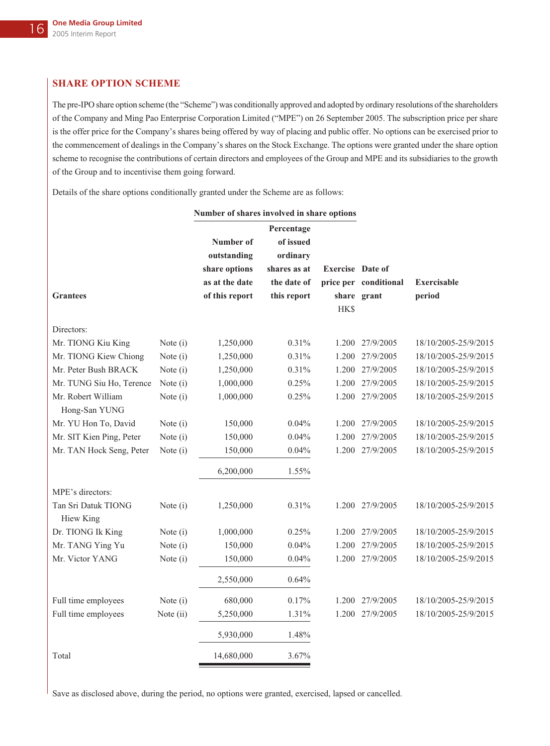## SHARE OPTION SCHEME

The pre-IPO share option scheme (the "Scheme") was conditionally approved and adopted by ordinary resolutions of the shareholders of the Company and Ming Pao Enterprise Corporation Limited ("MPE") on 26 September 2005. The subscription price per share is the offer price for the Company's shares being offered by way of placing and public offer. No options can be exercised prior to the commencement of dealings in the Company's shares on the Stock Exchange. The options were granted under the share option scheme to recognise the contributions of certain directors and employees of the Group and MPE and its subsidiaries to the growth of the Group and to incentivise them going forward.

Details of the share options conditionally granted under the Scheme are as follows:

| Grantees | | Number of shares involved in share options | | | | |
|---|---|---|---|---|---|---|
| | | Number of outstanding share options as at the date of this report | Percentage of issued ordinary shares as at the date of this report | Exercise price per share HK$ | Date of conditional grant | Exercisable period |
| Directors: | | | | | | |
| Mr. TIONG Kiu King | Note (i) | 1,250,000 | 0.31% | 1.200 | 27/9/2005 | 18/10/2005-25/9/2015 |
| Mr. TIONG Kiew Chiong | Note (i) | 1,250,000 | 0.31% | 1.200 | 27/9/2005 | 18/10/2005-25/9/2015 |
| Mr. Peter Bush BRACK | Note (i) | 1,250,000 | 0.31% | 1.200 | 27/9/2005 | 18/10/2005-25/9/2015 |
| Mr. TUNG Siu Ho, Terence | Note (i) | 1,000,000 | 0.25% | 1.200 | 27/9/2005 | 18/10/2005-25/9/2015 |
| Mr. Robert William Hong-San YUNG | Note (i) | 1,000,000 | 0.25% | 1.200 | 27/9/2005 | 18/10/2005-25/9/2015 |
| Mr. YU Hon To, David | Note (i) | 150,000 | 0.04% | 1.200 | 27/9/2005 | 18/10/2005-25/9/2015 |
| Mr. SIT Kien Ping, Peter | Note (i) | 150,000 | 0.04% | 1.200 | 27/9/2005 | 18/10/2005-25/9/2015 |
| Mr. TAN Hock Seng, Peter | Note (i) | 150,000 | 0.04% | 1.200 | 27/9/2005 | 18/10/2005-25/9/2015 |
| | | 6,200,000 | 1.55% | | | |
| MPE's directors: | | | | | | |
| Tan Sri Datuk TIONG Hiew King | Note (i) | 1,250,000 | 0.31% | 1.200 | 27/9/2005 | 18/10/2005-25/9/2015 |
| Dr. TIONG Ik King | Note (i) | 1,000,000 | 0.25% | 1.200 | 27/9/2005 | 18/10/2005-25/9/2015 |
| Mr. TANG Ying Yu | Note (i) | 150,000 | 0.04% | 1.200 | 27/9/2005 | 18/10/2005-25/9/2015 |
| Mr. Victor YANG | Note (i) | 150,000 | 0.04% | 1.200 | 27/9/2005 | 18/10/2005-25/9/2015 |
| | | 2,550,000 | 0.64% | | | |
| Full time employees | Note (i) | 680,000 | 0.17% | 1.200 | 27/9/2005 | 18/10/2005-25/9/2015 |
| Full time employees | Note (ii) | 5,250,000 | 1.31% | 1.200 | 27/9/2005 | 18/10/2005-25/9/2015 |
| | | 5,930,000 | 1.48% | | | |
| Total | | 14,680,000 | 3.67% | | | |

Save as disclosed above, during the period, no options were granted, exercised, lapsed or cancelled.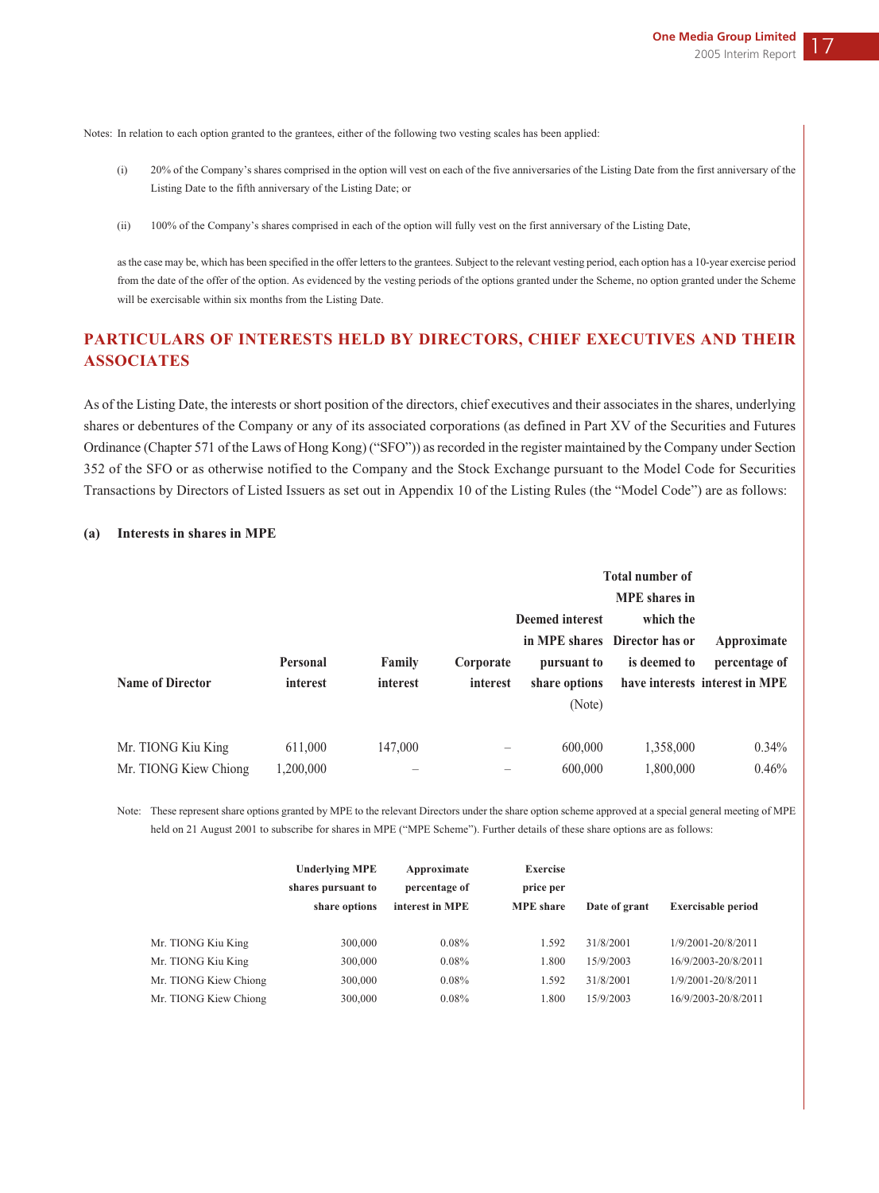Notes: In relation to each option granted to the grantees, either of the following two vesting scales has been applied:

(i) 20% of the Company's shares comprised in the option will vest on each of the five anniversaries of the Listing Date from the first anniversary of the Listing Date to the fifth anniversary of the Listing Date; or

(ii) 100% of the Company's shares comprised in each of the option will fully vest on the first anniversary of the Listing Date,

as the case may be, which has been specified in the offer letters to the grantees. Subject to the relevant vesting period, each option has a 10-year exercise period from the date of the offer of the option. As evidenced by the vesting periods of the options granted under the Scheme, no option granted under the Scheme will be exercisable within six months from the Listing Date.

## PARTICULARS OF INTERESTS HELD BY DIRECTORS, CHIEF EXECUTIVES AND THEIR ASSOCIATES

As of the Listing Date, the interests or short position of the directors, chief executives and their associates in the shares, underlying shares or debentures of the Company or any of its associated corporations (as defined in Part XV of the Securities and Futures Ordinance (Chapter 571 of the Laws of Hong Kong) ("SFO")) as recorded in the register maintained by the Company under Section 352 of the SFO or as otherwise notified to the Company and the Stock Exchange pursuant to the Model Code for Securities Transactions by Directors of Listed Issuers as set out in Appendix 10 of the Listing Rules (the "Model Code") are as follows:

### (a) Interests in shares in MPE

| Name of Director | Personal interest | Family interest | Corporate interest | Deemed interest in MPE shares pursuant to share options (Note) | Total number of MPE shares in which the Director has or is deemed to have interests | Approximate percentage of interest in MPE |
|---|---|---|---|---|---|---|
| Mr. TIONG Kiu King | 611,000 | 147,000 | – | 600,000 | 1,358,000 | 0.34% |
| Mr. TIONG Kiew Chiong | 1,200,000 | – | – | 600,000 | 1,800,000 | 0.46% |

Note: These represent share options granted by MPE to the relevant Directors under the share option scheme approved at a special general meeting of MPE held on 21 August 2001 to subscribe for shares in MPE ("MPE Scheme"). Further details of these share options are as follows:

| | Underlying MPE shares pursuant to share options | Approximate percentage of interest in MPE | Exercise price per MPE share | Date of grant | Exercisable period |
|---|---|---|---|---|---|
| Mr. TIONG Kiu King | 300,000 | 0.08% | 1.592 | 31/8/2001 | 1/9/2001-20/8/2011 |
| Mr. TIONG Kiu King | 300,000 | 0.08% | 1.800 | 15/9/2003 | 16/9/2003-20/8/2011 |
| Mr. TIONG Kiew Chiong | 300,000 | 0.08% | 1.592 | 31/8/2001 | 1/9/2001-20/8/2011 |
| Mr. TIONG Kiew Chiong | 300,000 | 0.08% | 1.800 | 15/9/2003 | 16/9/2003-20/8/2011 |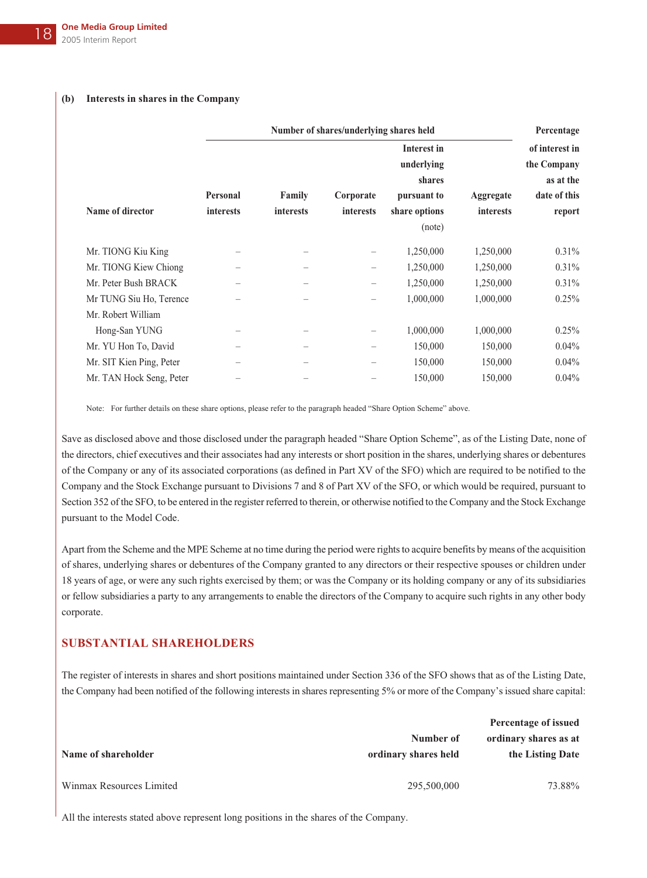**(b) Interests in shares in the Company**

| Name of director | Number of shares/underlying shares held | | | | | Percentage of interest in the Company as at the date of this report |
|---|---|---|---|---|---|---|
| | Personal interests | Family interests | Corporate interests | Interest in underlying shares pursuant to share options (note) | Aggregate interests | |
| Mr. TIONG Kiu King | – | – | – | 1,250,000 | 1,250,000 | 0.31% |
| Mr. TIONG Kiew Chiong | – | – | – | 1,250,000 | 1,250,000 | 0.31% |
| Mr. Peter Bush BRACK | – | – | – | 1,250,000 | 1,250,000 | 0.31% |
| Mr TUNG Siu Ho, Terence | – | – | – | 1,000,000 | 1,000,000 | 0.25% |
| Mr. Robert William Hong-San YUNG | – | – | – | 1,000,000 | 1,000,000 | 0.25% |
| Mr. YU Hon To, David | – | – | – | 150,000 | 150,000 | 0.04% |
| Mr. SIT Kien Ping, Peter | – | – | – | 150,000 | 150,000 | 0.04% |
| Mr. TAN Hock Seng, Peter | – | – | – | 150,000 | 150,000 | 0.04% |

Note: For further details on these share options, please refer to the paragraph headed "Share Option Scheme" above.

Save as disclosed above and those disclosed under the paragraph headed "Share Option Scheme", as of the Listing Date, none of the directors, chief executives and their associates had any interests or short position in the shares, underlying shares or debentures of the Company or any of its associated corporations (as defined in Part XV of the SFO) which are required to be notified to the Company and the Stock Exchange pursuant to Divisions 7 and 8 of Part XV of the SFO, or which would be required, pursuant to Section 352 of the SFO, to be entered in the register referred to therein, or otherwise notified to the Company and the Stock Exchange pursuant to the Model Code.

Apart from the Scheme and the MPE Scheme at no time during the period were rights to acquire benefits by means of the acquisition of shares, underlying shares or debentures of the Company granted to any directors or their respective spouses or children under 18 years of age, or were any such rights exercised by them; or was the Company or its holding company or any of its subsidiaries or fellow subsidiaries a party to any arrangements to enable the directors of the Company to acquire such rights in any other body corporate.

## SUBSTANTIAL SHAREHOLDERS

The register of interests in shares and short positions maintained under Section 336 of the SFO shows that as of the Listing Date, the Company had been notified of the following interests in shares representing 5% or more of the Company's issued share capital:

| Name of shareholder | Number of ordinary shares held | Percentage of issued ordinary shares as at the Listing Date |
|---|---|---|
| Winmax Resources Limited | 295,500,000 | 73.88% |

All the interests stated above represent long positions in the shares of the Company.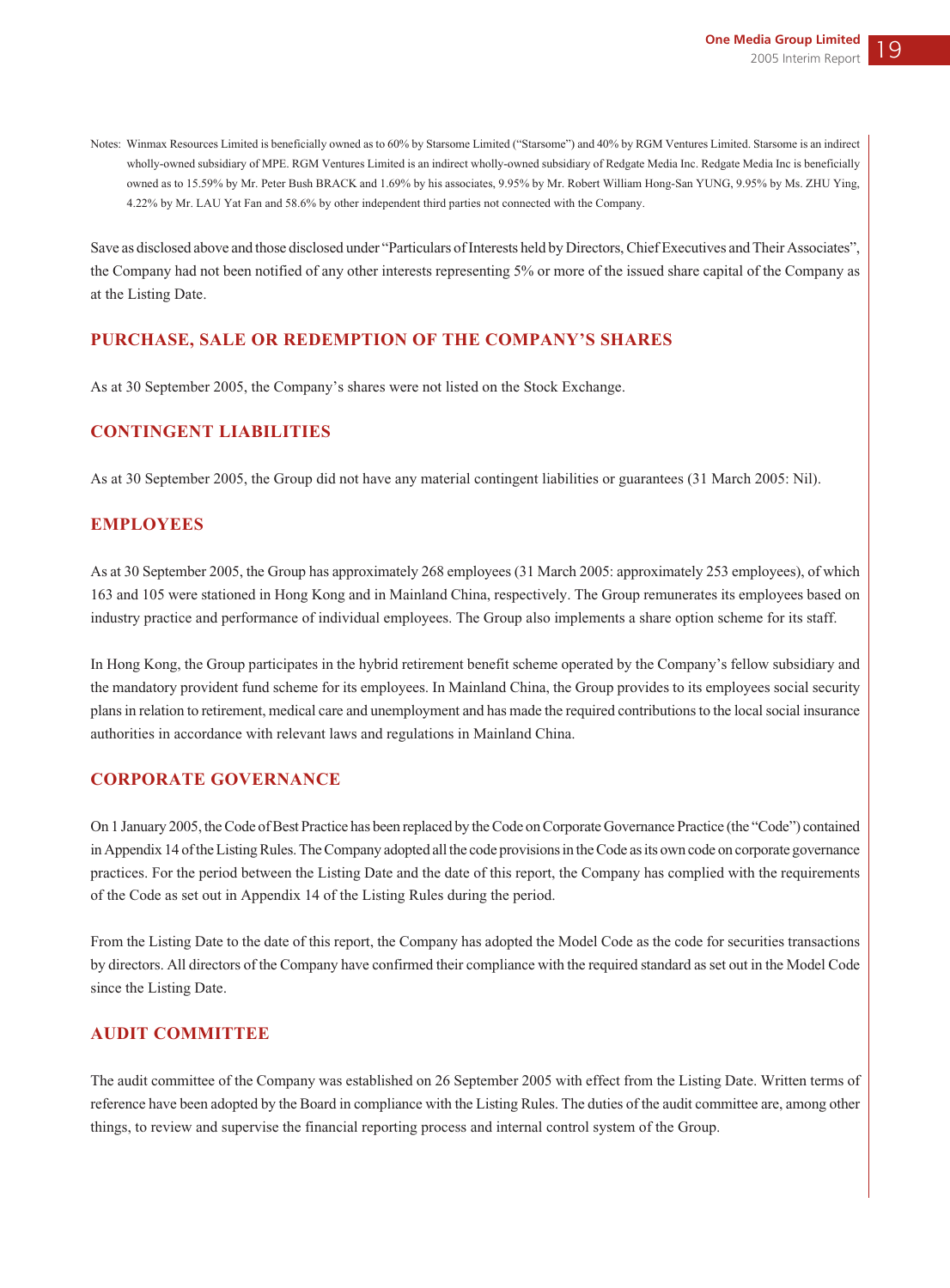Notes: Winmax Resources Limited is beneficially owned as to 60% by Starsome Limited ("Starsome") and 40% by RGM Ventures Limited. Starsome is an indirect wholly-owned subsidiary of MPE. RGM Ventures Limited is an indirect wholly-owned subsidiary of Redgate Media Inc. Redgate Media Inc is beneficially owned as to 15.59% by Mr. Peter Bush BRACK and 1.69% by his associates, 9.95% by Mr. Robert William Hong-San YUNG, 9.95% by Ms. ZHU Ying, 4.22% by Mr. LAU Yat Fan and 58.6% by other independent third parties not connected with the Company.

Save as disclosed above and those disclosed under "Particulars of Interests held by Directors, Chief Executives and Their Associates", the Company had not been notified of any other interests representing 5% or more of the issued share capital of the Company as at the Listing Date.

## PURCHASE, SALE OR REDEMPTION OF THE COMPANY'S SHARES

As at 30 September 2005, the Company's shares were not listed on the Stock Exchange.

## CONTINGENT LIABILITIES

As at 30 September 2005, the Group did not have any material contingent liabilities or guarantees (31 March 2005: Nil).

## EMPLOYEES

As at 30 September 2005, the Group has approximately 268 employees (31 March 2005: approximately 253 employees), of which 163 and 105 were stationed in Hong Kong and in Mainland China, respectively. The Group remunerates its employees based on industry practice and performance of individual employees. The Group also implements a share option scheme for its staff.

In Hong Kong, the Group participates in the hybrid retirement benefit scheme operated by the Company's fellow subsidiary and the mandatory provident fund scheme for its employees. In Mainland China, the Group provides to its employees social security plans in relation to retirement, medical care and unemployment and has made the required contributions to the local social insurance authorities in accordance with relevant laws and regulations in Mainland China.

## CORPORATE GOVERNANCE

On 1 January 2005, the Code of Best Practice has been replaced by the Code on Corporate Governance Practice (the "Code") contained in Appendix 14 of the Listing Rules. The Company adopted all the code provisions in the Code as its own code on corporate governance practices. For the period between the Listing Date and the date of this report, the Company has complied with the requirements of the Code as set out in Appendix 14 of the Listing Rules during the period.

From the Listing Date to the date of this report, the Company has adopted the Model Code as the code for securities transactions by directors. All directors of the Company have confirmed their compliance with the required standard as set out in the Model Code since the Listing Date.

## AUDIT COMMITTEE

The audit committee of the Company was established on 26 September 2005 with effect from the Listing Date. Written terms of reference have been adopted by the Board in compliance with the Listing Rules. The duties of the audit committee are, among other things, to review and supervise the financial reporting process and internal control system of the Group.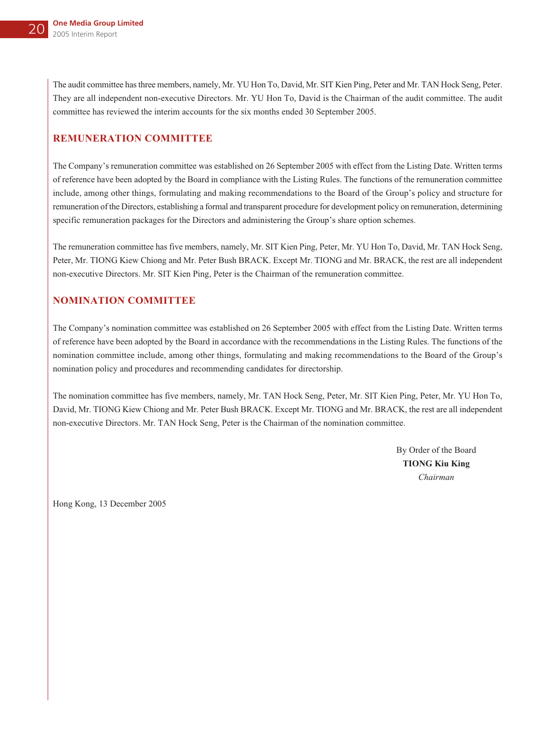The audit committee has three members, namely, Mr. YU Hon To, David, Mr. SIT Kien Ping, Peter and Mr. TAN Hock Seng, Peter. They are all independent non-executive Directors. Mr. YU Hon To, David is the Chairman of the audit committee. The audit committee has reviewed the interim accounts for the six months ended 30 September 2005.

## REMUNERATION COMMITTEE

The Company's remuneration committee was established on 26 September 2005 with effect from the Listing Date. Written terms of reference have been adopted by the Board in compliance with the Listing Rules. The functions of the remuneration committee include, among other things, formulating and making recommendations to the Board of the Group's policy and structure for remuneration of the Directors, establishing a formal and transparent procedure for development policy on remuneration, determining specific remuneration packages for the Directors and administering the Group's share option schemes.

The remuneration committee has five members, namely, Mr. SIT Kien Ping, Peter, Mr. YU Hon To, David, Mr. TAN Hock Seng, Peter, Mr. TIONG Kiew Chiong and Mr. Peter Bush BRACK. Except Mr. TIONG and Mr. BRACK, the rest are all independent non-executive Directors. Mr. SIT Kien Ping, Peter is the Chairman of the remuneration committee.

## NOMINATION COMMITTEE

The Company's nomination committee was established on 26 September 2005 with effect from the Listing Date. Written terms of reference have been adopted by the Board in accordance with the recommendations in the Listing Rules. The functions of the nomination committee include, among other things, formulating and making recommendations to the Board of the Group's nomination policy and procedures and recommending candidates for directorship.

The nomination committee has five members, namely, Mr. TAN Hock Seng, Peter, Mr. SIT Kien Ping, Peter, Mr. YU Hon To, David, Mr. TIONG Kiew Chiong and Mr. Peter Bush BRACK. Except Mr. TIONG and Mr. BRACK, the rest are all independent non-executive Directors. Mr. TAN Hock Seng, Peter is the Chairman of the nomination committee.

By Order of the Board
**TIONG Kiu King**
*Chairman*

Hong Kong, 13 December 2005